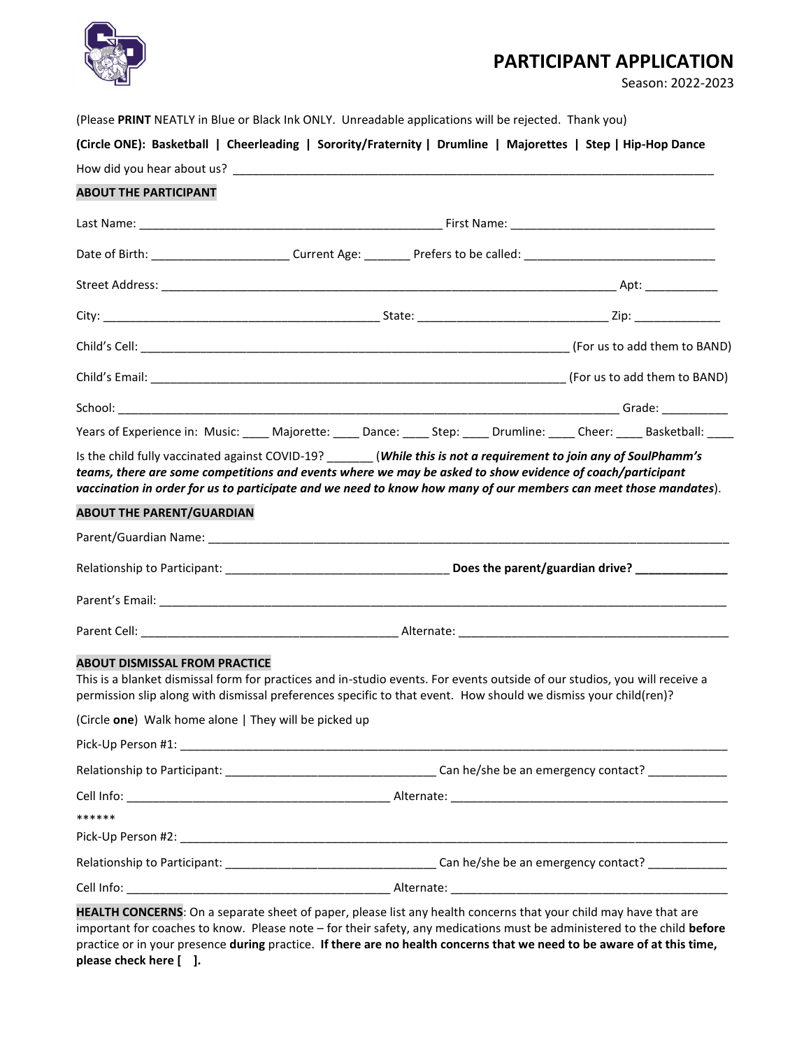# PARTICIPANT APPLICATION

Season: 2022-2023

(Please **PRINT** NEATLY in Blue or Black Ink ONLY. Unreadable applications will be rejected. Thank you)

**(Circle ONE): Basketball | Cheerleading | Sorority/Fraternity | Drumline | Majorettes | Step | Hip-Hop Dance**

How did you hear about us? ___________________________________________________________________________

**ABOUT THE PARTICIPANT**

Last Name: ______________________________________________ First Name: _______________________________

Date of Birth: _____________________ Current Age: _______ Prefers to be called: _____________________________

Street Address: ___________________________________________________________________ Apt: ___________

City: __________________________________________ State: _____________________________ Zip: _____________

Child's Cell: _________________________________________________________________ (For us to add them to BAND)

Child's Email: _______________________________________________________________ (For us to add them to BAND)

School: _____________________________________________________________________________ Grade: __________

Years of Experience in: Music: ____ Majorette: ____ Dance: ____ Step: ____ Drumline: ____ Cheer: ____ Basketball: ____

Is the child fully vaccinated against COVID-19? _______ (***While this is not a requirement to join any of SoulPhamm's teams, there are some competitions and events where we may be asked to show evidence of coach/participant vaccination in order for us to participate and we need to know how many of our members can meet those mandates***).

**ABOUT THE PARENT/GUARDIAN**

Parent/Guardian Name: ___________________________________________________________________________________

Relationship to Participant: __________________________________ **Does the parent/guardian drive? ______________**

Parent's Email: ________________________________________________________________________________________

Parent Cell: _______________________________________ Alternate: __________________________________________

**ABOUT DISMISSAL FROM PRACTICE**

This is a blanket dismissal form for practices and in-studio events. For events outside of our studios, you will receive a permission slip along with dismissal preferences specific to that event. How should we dismiss your child(ren)?

(Circle **one**) Walk home alone | They will be picked up

Pick-Up Person #1: _____________________________________________________________________________________

Relationship to Participant: ________________________________ Can he/she be an emergency contact? ____________

Cell Info: ________________________________________ Alternate: __________________________________________

******

Pick-Up Person #2: _____________________________________________________________________________________

Relationship to Participant: ________________________________ Can he/she be an emergency contact? ____________

Cell Info: ________________________________________ Alternate: __________________________________________

**HEALTH CONCERNS**: On a separate sheet of paper, please list any health concerns that your child may have that are important for coaches to know. Please note – for their safety, any medications must be administered to the child **before** practice or in your presence **during** practice. **If there are no health concerns that we need to be aware of at this time, please check here [ ].**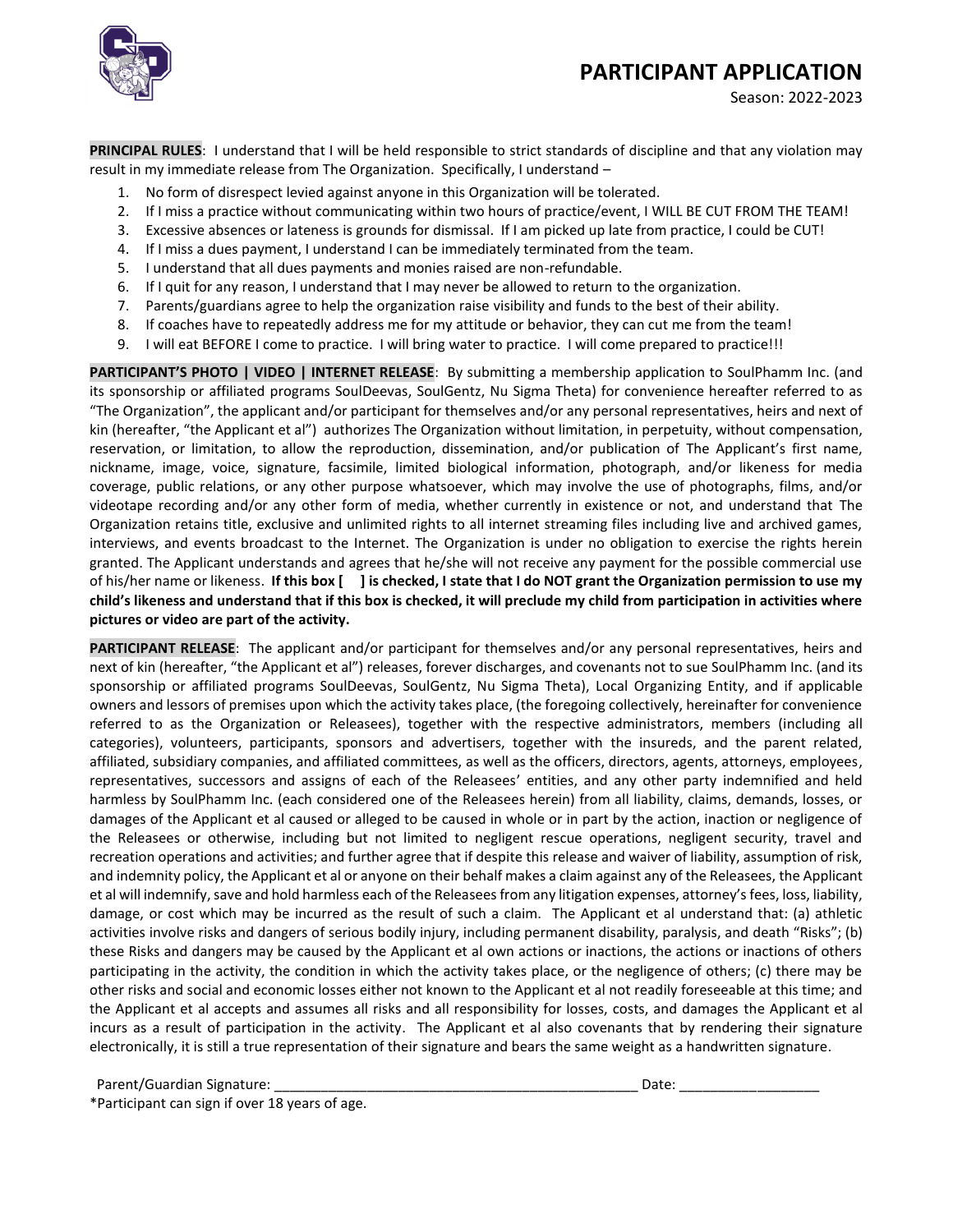# PARTICIPANT APPLICATION

Season: 2022-2023

**PRINCIPAL RULES**: I understand that I will be held responsible to strict standards of discipline and that any violation may result in my immediate release from The Organization. Specifically, I understand –

1. No form of disrespect levied against anyone in this Organization will be tolerated.
2. If I miss a practice without communicating within two hours of practice/event, I WILL BE CUT FROM THE TEAM!
3. Excessive absences or lateness is grounds for dismissal. If I am picked up late from practice, I could be CUT!
4. If I miss a dues payment, I understand I can be immediately terminated from the team.
5. I understand that all dues payments and monies raised are non-refundable.
6. If I quit for any reason, I understand that I may never be allowed to return to the organization.
7. Parents/guardians agree to help the organization raise visibility and funds to the best of their ability.
8. If coaches have to repeatedly address me for my attitude or behavior, they can cut me from the team!
9. I will eat BEFORE I come to practice. I will bring water to practice. I will come prepared to practice!!!

**PARTICIPANT'S PHOTO | VIDEO | INTERNET RELEASE**: By submitting a membership application to SoulPhamm Inc. (and its sponsorship or affiliated programs SoulDeevas, SoulGentz, Nu Sigma Theta) for convenience hereafter referred to as "The Organization", the applicant and/or participant for themselves and/or any personal representatives, heirs and next of kin (hereafter, "the Applicant et al") authorizes The Organization without limitation, in perpetuity, without compensation, reservation, or limitation, to allow the reproduction, dissemination, and/or publication of The Applicant's first name, nickname, image, voice, signature, facsimile, limited biological information, photograph, and/or likeness for media coverage, public relations, or any other purpose whatsoever, which may involve the use of photographs, films, and/or videotape recording and/or any other form of media, whether currently in existence or not, and understand that The Organization retains title, exclusive and unlimited rights to all internet streaming files including live and archived games, interviews, and events broadcast to the Internet. The Organization is under no obligation to exercise the rights herein granted. The Applicant understands and agrees that he/she will not receive any payment for the possible commercial use of his/her name or likeness. **If this box [ ] is checked, I state that I do NOT grant the Organization permission to use my child's likeness and understand that if this box is checked, it will preclude my child from participation in activities where pictures or video are part of the activity.**

**PARTICIPANT RELEASE**: The applicant and/or participant for themselves and/or any personal representatives, heirs and next of kin (hereafter, "the Applicant et al") releases, forever discharges, and covenants not to sue SoulPhamm Inc. (and its sponsorship or affiliated programs SoulDeevas, SoulGentz, Nu Sigma Theta), Local Organizing Entity, and if applicable owners and lessors of premises upon which the activity takes place, (the foregoing collectively, hereinafter for convenience referred to as the Organization or Releasees), together with the respective administrators, members (including all categories), volunteers, participants, sponsors and advertisers, together with the insureds, and the parent related, affiliated, subsidiary companies, and affiliated committees, as well as the officers, directors, agents, attorneys, employees, representatives, successors and assigns of each of the Releasees' entities, and any other party indemnified and held harmless by SoulPhamm Inc. (each considered one of the Releasees herein) from all liability, claims, demands, losses, or damages of the Applicant et al caused or alleged to be caused in whole or in part by the action, inaction or negligence of the Releasees or otherwise, including but not limited to negligent rescue operations, negligent security, travel and recreation operations and activities; and further agree that if despite this release and waiver of liability, assumption of risk, and indemnity policy, the Applicant et al or anyone on their behalf makes a claim against any of the Releasees, the Applicant et al will indemnify, save and hold harmless each of the Releasees from any litigation expenses, attorney's fees, loss, liability, damage, or cost which may be incurred as the result of such a claim. The Applicant et al understand that: (a) athletic activities involve risks and dangers of serious bodily injury, including permanent disability, paralysis, and death "Risks"; (b) these Risks and dangers may be caused by the Applicant et al own actions or inactions, the actions or inactions of others participating in the activity, the condition in which the activity takes place, or the negligence of others; (c) there may be other risks and social and economic losses either not known to the Applicant et al not readily foreseeable at this time; and the Applicant et al accepts and assumes all risks and all responsibility for losses, costs, and damages the Applicant et al incurs as a result of participation in the activity. The Applicant et al also covenants that by rendering their signature electronically, it is still a true representation of their signature and bears the same weight as a handwritten signature.

Parent/Guardian Signature: ________________________________________________ Date: __________________

*Participant can sign if over 18 years of age.